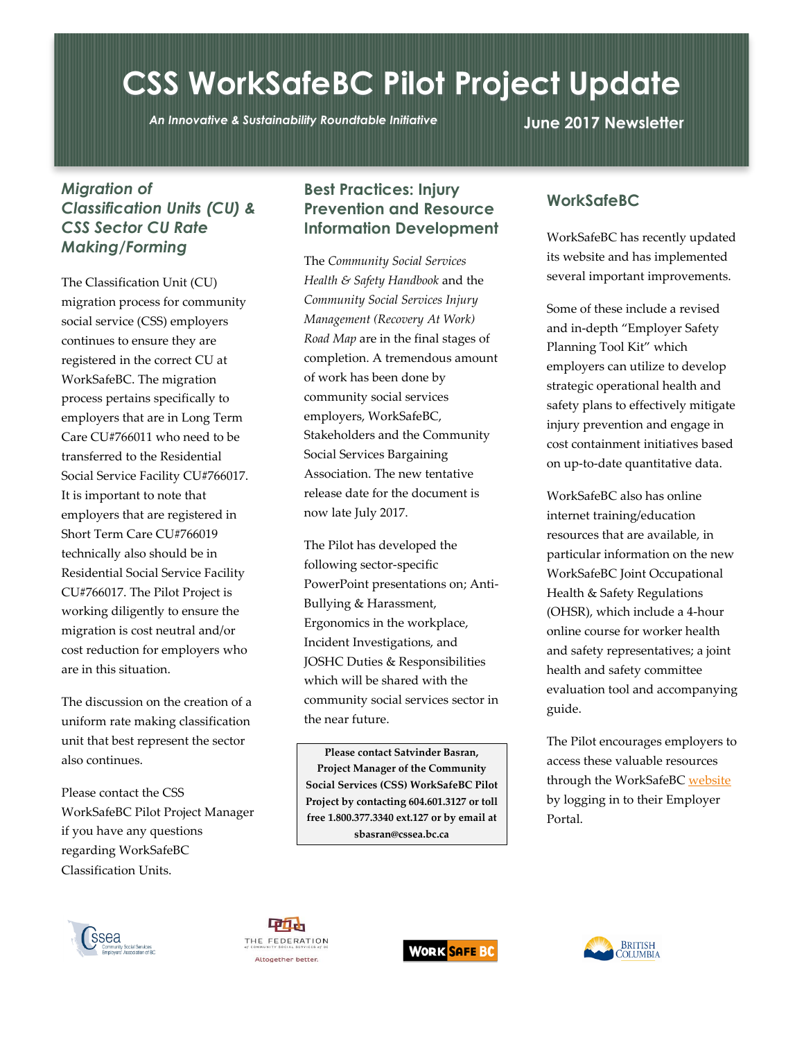# CSS WorkSafeBC Pilot Project Update

*An Innovative & Sustainability Roundtable Initiative*

**June 2017 Newsletter**

## *Migration of Classification Units (CU) & CSS Sector CU Rate Making/Forming*

The Classification Unit (CU) migration process for community social service (CSS) employers continues to ensure they are registered in the correct CU at WorkSafeBC. The migration process pertains specifically to employers that are in Long Term Care CU#766011 who need to be transferred to the Residential Social Service Facility CU#766017. It is important to note that employers that are registered in Short Term Care CU#766019 technically also should be in Residential Social Service Facility CU#766017. The Pilot Project is working diligently to ensure the migration is cost neutral and/or cost reduction for employers who are in this situation.

The discussion on the creation of a uniform rate making classification unit that best represent the sector also continues.

Please contact the CSS WorkSafeBC Pilot Project Manager if you have any questions regarding WorkSafeBC Classification Units.

## Best Practices: Injury Prevention and Resource Information Development

The *Community Social Services Health & Safety Handbook* and the *Community Social Services Injury Management (Recovery At Work) Road Map* are in the final stages of completion. A tremendous amount of work has been done by community social services employers, WorkSafeBC, Stakeholders and the Community Social Services Bargaining Association. The new tentative release date for the document is now late July 2017.

The Pilot has developed the following sector-specific PowerPoint presentations on; Anti-Bullying & Harassment, Ergonomics in the workplace, Incident Investigations, and JOSHC Duties & Responsibilities which will be shared with the community social services sector in the near future.

**Please contact Satvinder Basran, Project Manager of the Community Social Services (CSS) WorkSafeBC Pilot Project by contacting 604.601.3127 or toll free 1.800.377.3340 ext.127 or by email at sbasran@cssea.bc.ca**

## WorkSafeBC

WorkSafeBC has recently updated its website and has implemented several important improvements.

Some of these include a revised and in-depth "Employer Safety Planning Tool Kit" which employers can utilize to develop strategic operational health and safety plans to effectively mitigate injury prevention and engage in cost containment initiatives based on up-to-date quantitative data.

WorkSafeBC also has online internet training/education resources that are available, in particular information on the new WorkSafeBC Joint Occupational Health & Safety Regulations (OHSR), which include a 4-hour online course for worker health and safety representatives; a joint health and safety committee evaluation tool and accompanying guide.

The Pilot encourages employers to access these valuable resources through the WorkSafeBC website by logging in to their Employer Portal.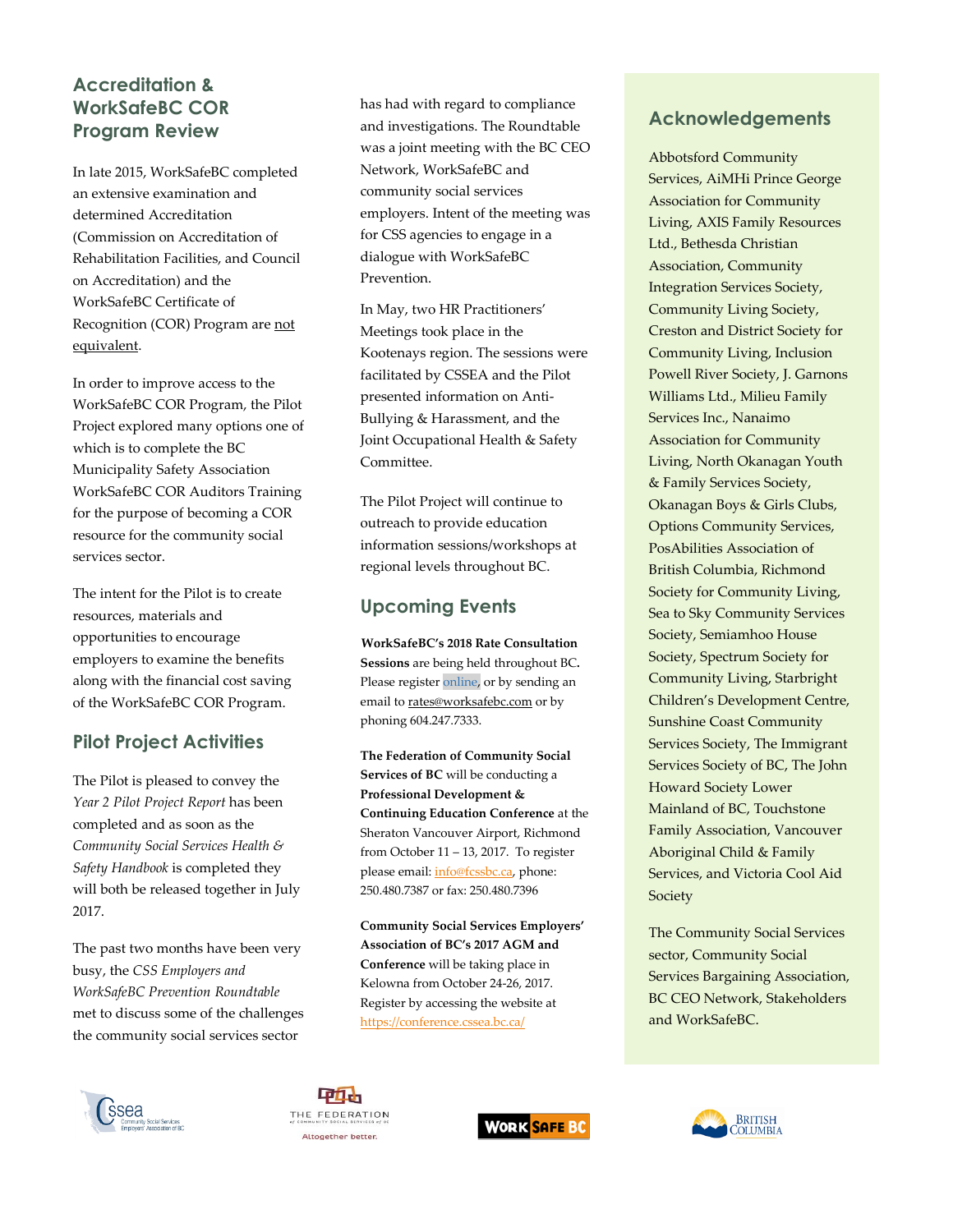## Accreditation & WorkSafeBC COR Program Review

In late 2015, WorkSafeBC completed an extensive examination and determined Accreditation (Commission on Accreditation of Rehabilitation Facilities, and Council on Accreditation) and the WorkSafeBC Certificate of Recognition (COR) Program are not equivalent.

In order to improve access to the WorkSafeBC COR Program, the Pilot Project explored many options one of which is to complete the BC Municipality Safety Association WorkSafeBC COR Auditors Training for the purpose of becoming a COR resource for the community social services sector.

The intent for the Pilot is to create resources, materials and opportunities to encourage employers to examine the benefits along with the financial cost saving of the WorkSafeBC COR Program.

## Pilot Project Activities

The Pilot is pleased to convey the *Year 2 Pilot Project Report* has been completed and as soon as the *Community Social Services Health & Safety Handbook* is completed they will both be released together in July 2017.

The past two months have been very busy, the *CSS Employers and WorkSafeBC Prevention Roundtable* met to discuss some of the challenges the community social services sector has had with regard to compliance and investigations. The Roundtable was a joint meeting with the BC CEO Network, WorkSafeBC and community social services employers. Intent of the meeting was for CSS agencies to engage in a dialogue with WorkSafeBC Prevention.

In May, two HR Practitioners' Meetings took place in the Kootenays region. The sessions were facilitated by CSSEA and the Pilot presented information on Anti-Bullying & Harassment, and the Joint Occupational Health & Safety Committee.

The Pilot Project will continue to outreach to provide education information sessions/workshops at regional levels throughout BC.

## Upcoming Events

**WorkSafeBC's 2018 Rate Consultation Sessions** are being held throughout BC. Please register online, or by sending an email to rates@worksafebc.com or by phoning 604.247.7333.

**The Federation of Community Social Services of BC** will be conducting a **Professional Development & Continuing Education Conference** at the Sheraton Vancouver Airport, Richmond from October 11 – 13, 2017. To register please email: info@fcssbc.ca, phone: 250.480.7387 or fax: 250.480.7396

**Community Social Services Employers' Association of BC's 2017 AGM and Conference** will be taking place in Kelowna from October 24-26, 2017. Register by accessing the website at https://conference.cssea.bc.ca/

## Acknowledgements

Abbotsford Community Services, AiMHi Prince George Association for Community Living, AXIS Family Resources Ltd., Bethesda Christian Association, Community Integration Services Society, Community Living Society, Creston and District Society for Community Living, Inclusion Powell River Society, J. Garnons Williams Ltd., Milieu Family Services Inc., Nanaimo Association for Community Living, North Okanagan Youth & Family Services Society, Okanagan Boys & Girls Clubs, Options Community Services, PosAbilities Association of British Columbia, Richmond Society for Community Living, Sea to Sky Community Services Society, Semiamhoo House Society, Spectrum Society for Community Living, Starbright Children's Development Centre, Sunshine Coast Community Services Society, The Immigrant Services Society of BC, The John Howard Society Lower Mainland of BC, Touchstone Family Association, Vancouver Aboriginal Child & Family Services, and Victoria Cool Aid Society

The Community Social Services sector, Community Social Services Bargaining Association, BC CEO Network, Stakeholders and WorkSafeBC.